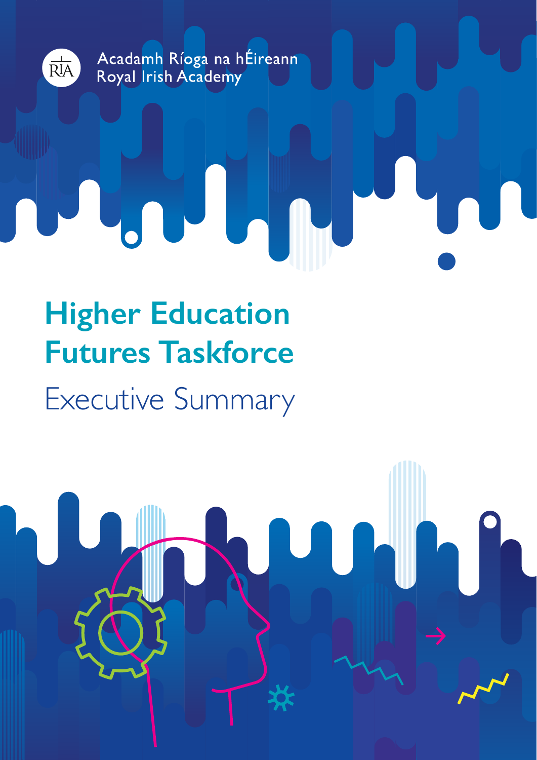Acadamh Ríoga na hÉireann
Royal Irish Academy

# Higher Education Futures Taskforce

## Executive Summary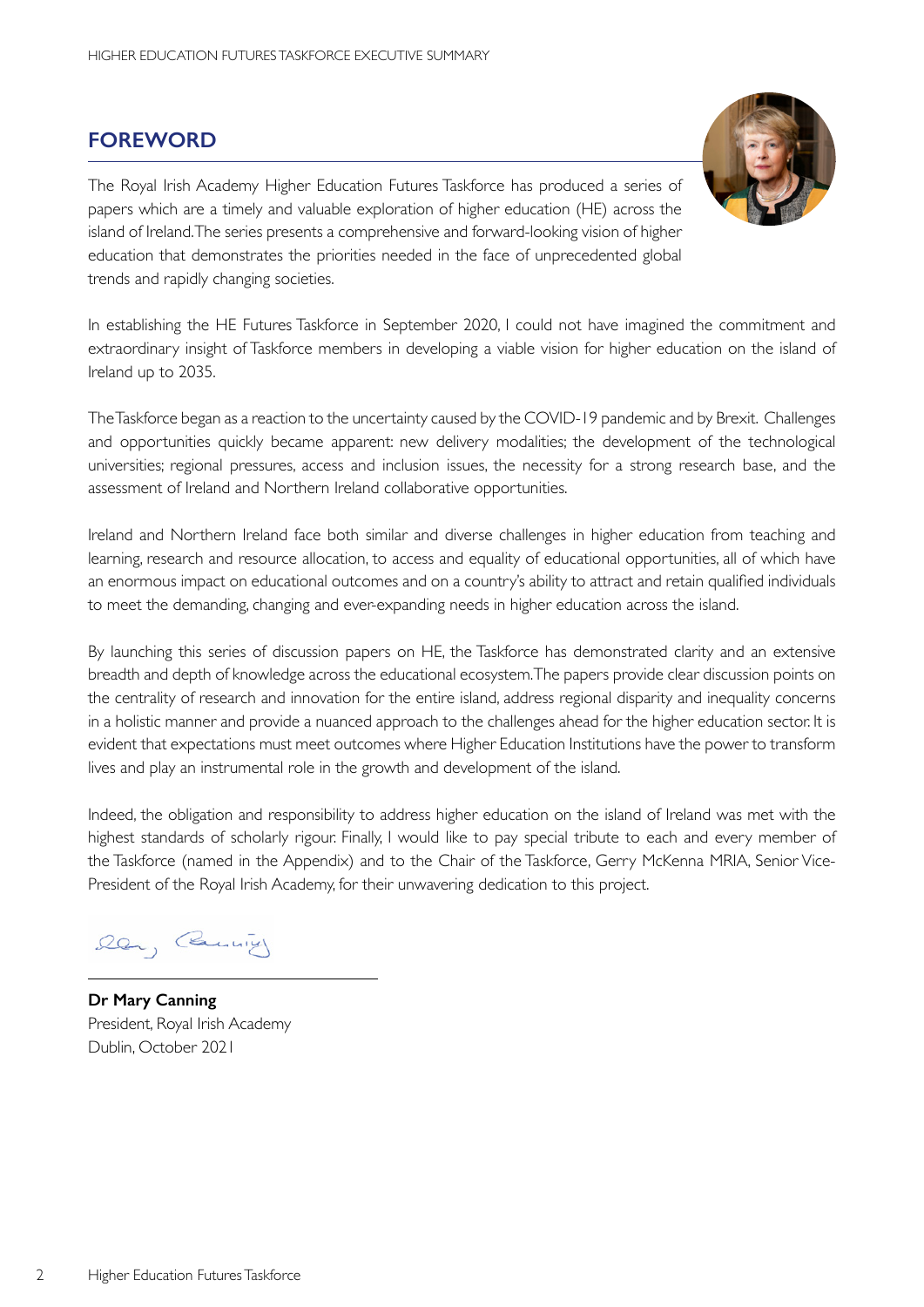## FOREWORD

The Royal Irish Academy Higher Education Futures Taskforce has produced a series of papers which are a timely and valuable exploration of higher education (HE) across the island of Ireland. The series presents a comprehensive and forward-looking vision of higher education that demonstrates the priorities needed in the face of unprecedented global trends and rapidly changing societies.

In establishing the HE Futures Taskforce in September 2020, I could not have imagined the commitment and extraordinary insight of Taskforce members in developing a viable vision for higher education on the island of Ireland up to 2035.

The Taskforce began as a reaction to the uncertainty caused by the COVID-19 pandemic and by Brexit. Challenges and opportunities quickly became apparent: new delivery modalities; the development of the technological universities; regional pressures, access and inclusion issues, the necessity for a strong research base, and the assessment of Ireland and Northern Ireland collaborative opportunities.

Ireland and Northern Ireland face both similar and diverse challenges in higher education from teaching and learning, research and resource allocation, to access and equality of educational opportunities, all of which have an enormous impact on educational outcomes and on a country's ability to attract and retain qualified individuals to meet the demanding, changing and ever-expanding needs in higher education across the island.

By launching this series of discussion papers on HE, the Taskforce has demonstrated clarity and an extensive breadth and depth of knowledge across the educational ecosystem. The papers provide clear discussion points on the centrality of research and innovation for the entire island, address regional disparity and inequality concerns in a holistic manner and provide a nuanced approach to the challenges ahead for the higher education sector. It is evident that expectations must meet outcomes where Higher Education Institutions have the power to transform lives and play an instrumental role in the growth and development of the island.

Indeed, the obligation and responsibility to address higher education on the island of Ireland was met with the highest standards of scholarly rigour. Finally, I would like to pay special tribute to each and every member of the Taskforce (named in the Appendix) and to the Chair of the Taskforce, Gerry McKenna MRIA, Senior Vice-President of the Royal Irish Academy, for their unwavering dedication to this project.

**Dr Mary Canning**
President, Royal Irish Academy
Dublin, October 2021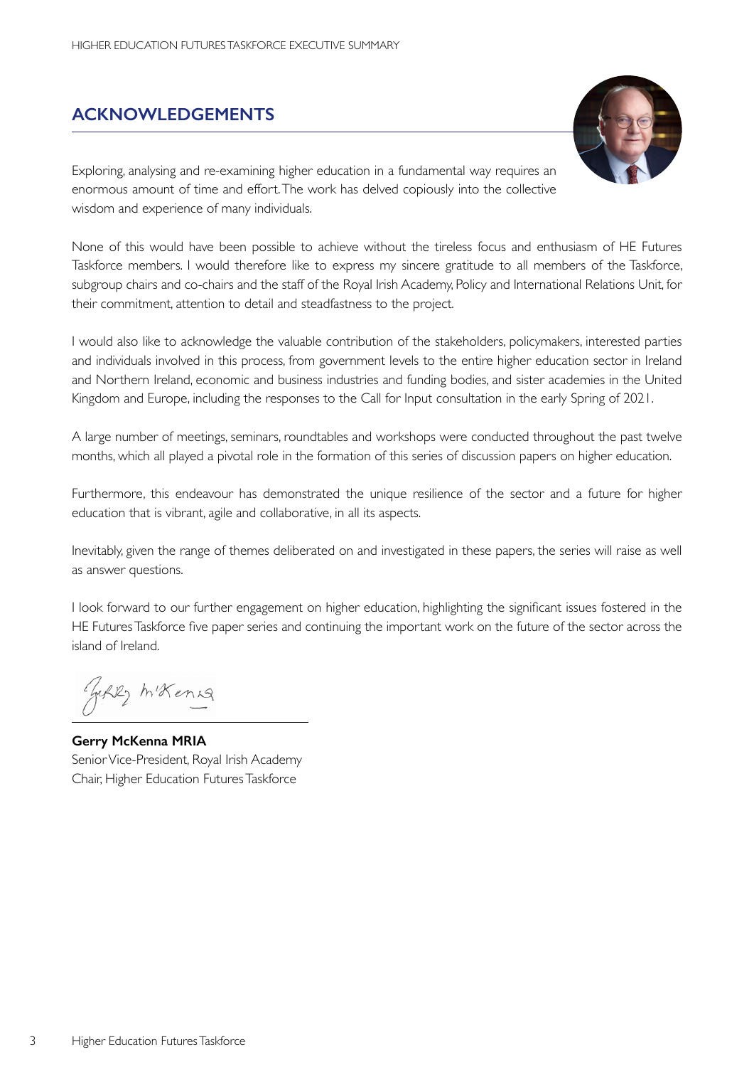## ACKNOWLEDGEMENTS

Exploring, analysing and re-examining higher education in a fundamental way requires an enormous amount of time and effort. The work has delved copiously into the collective wisdom and experience of many individuals.

None of this would have been possible to achieve without the tireless focus and enthusiasm of HE Futures Taskforce members. I would therefore like to express my sincere gratitude to all members of the Taskforce, subgroup chairs and co-chairs and the staff of the Royal Irish Academy, Policy and International Relations Unit, for their commitment, attention to detail and steadfastness to the project.

I would also like to acknowledge the valuable contribution of the stakeholders, policymakers, interested parties and individuals involved in this process, from government levels to the entire higher education sector in Ireland and Northern Ireland, economic and business industries and funding bodies, and sister academies in the United Kingdom and Europe, including the responses to the Call for Input consultation in the early Spring of 2021.

A large number of meetings, seminars, roundtables and workshops were conducted throughout the past twelve months, which all played a pivotal role in the formation of this series of discussion papers on higher education.

Furthermore, this endeavour has demonstrated the unique resilience of the sector and a future for higher education that is vibrant, agile and collaborative, in all its aspects.

Inevitably, given the range of themes deliberated on and investigated in these papers, the series will raise as well as answer questions.

I look forward to our further engagement on higher education, highlighting the significant issues fostered in the HE Futures Taskforce five paper series and continuing the important work on the future of the sector across the island of Ireland.

**Gerry McKenna MRIA**
Senior Vice-President, Royal Irish Academy
Chair, Higher Education Futures Taskforce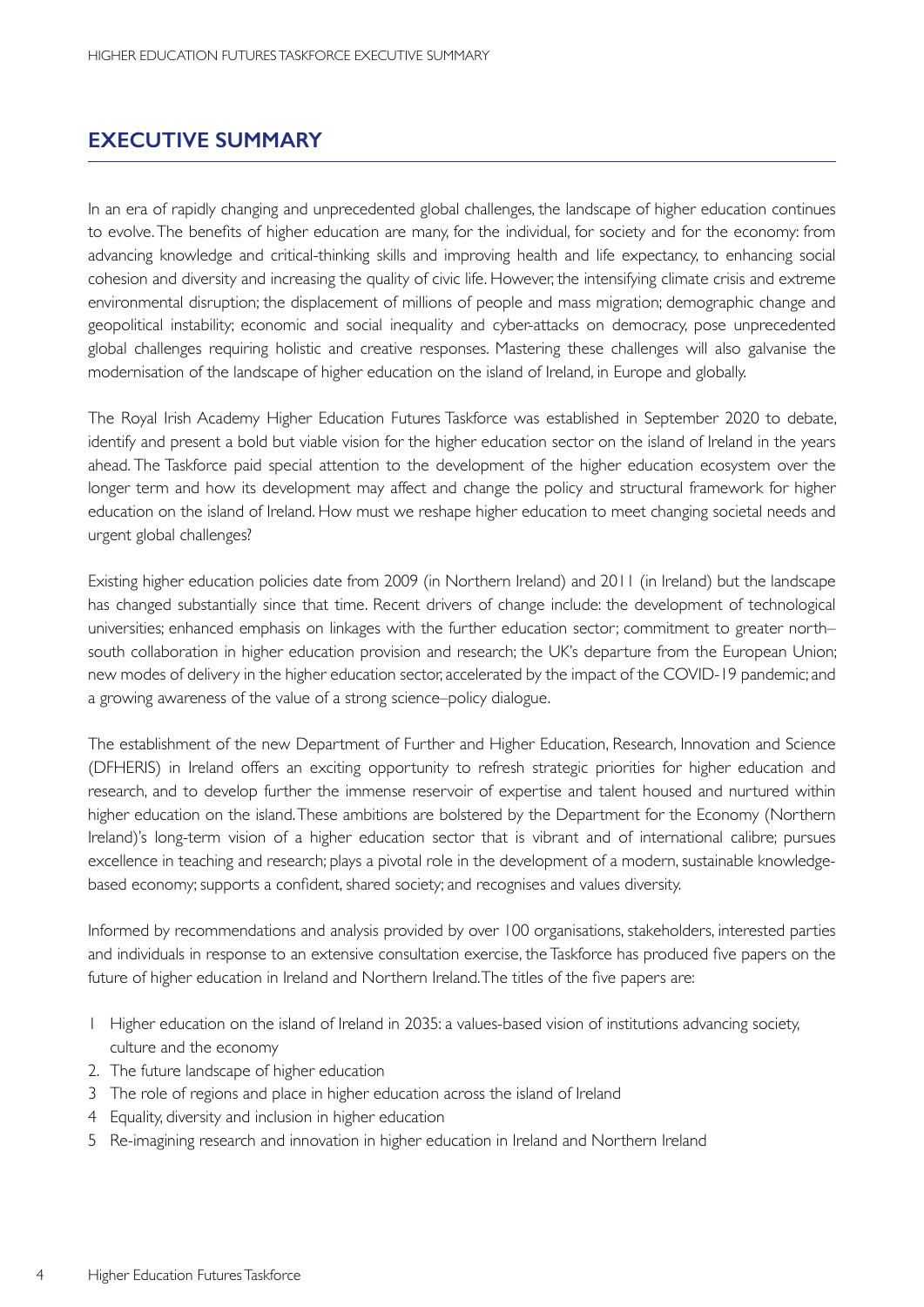## EXECUTIVE SUMMARY

In an era of rapidly changing and unprecedented global challenges, the landscape of higher education continues to evolve. The benefits of higher education are many, for the individual, for society and for the economy: from advancing knowledge and critical-thinking skills and improving health and life expectancy, to enhancing social cohesion and diversity and increasing the quality of civic life. However, the intensifying climate crisis and extreme environmental disruption; the displacement of millions of people and mass migration; demographic change and geopolitical instability; economic and social inequality and cyber-attacks on democracy, pose unprecedented global challenges requiring holistic and creative responses. Mastering these challenges will also galvanise the modernisation of the landscape of higher education on the island of Ireland, in Europe and globally.

The Royal Irish Academy Higher Education Futures Taskforce was established in September 2020 to debate, identify and present a bold but viable vision for the higher education sector on the island of Ireland in the years ahead. The Taskforce paid special attention to the development of the higher education ecosystem over the longer term and how its development may affect and change the policy and structural framework for higher education on the island of Ireland. How must we reshape higher education to meet changing societal needs and urgent global challenges?

Existing higher education policies date from 2009 (in Northern Ireland) and 2011 (in Ireland) but the landscape has changed substantially since that time. Recent drivers of change include: the development of technological universities; enhanced emphasis on linkages with the further education sector; commitment to greater north–south collaboration in higher education provision and research; the UK's departure from the European Union; new modes of delivery in the higher education sector, accelerated by the impact of the COVID-19 pandemic; and a growing awareness of the value of a strong science–policy dialogue.

The establishment of the new Department of Further and Higher Education, Research, Innovation and Science (DFHERIS) in Ireland offers an exciting opportunity to refresh strategic priorities for higher education and research, and to develop further the immense reservoir of expertise and talent housed and nurtured within higher education on the island. These ambitions are bolstered by the Department for the Economy (Northern Ireland)'s long-term vision of a higher education sector that is vibrant and of international calibre; pursues excellence in teaching and research; plays a pivotal role in the development of a modern, sustainable knowledge-based economy; supports a confident, shared society; and recognises and values diversity.

Informed by recommendations and analysis provided by over 100 organisations, stakeholders, interested parties and individuals in response to an extensive consultation exercise, the Taskforce has produced five papers on the future of higher education in Ireland and Northern Ireland. The titles of the five papers are:

1. Higher education on the island of Ireland in 2035: a values-based vision of institutions advancing society, culture and the economy
2. The future landscape of higher education
3. The role of regions and place in higher education across the island of Ireland
4. Equality, diversity and inclusion in higher education
5. Re-imagining research and innovation in higher education in Ireland and Northern Ireland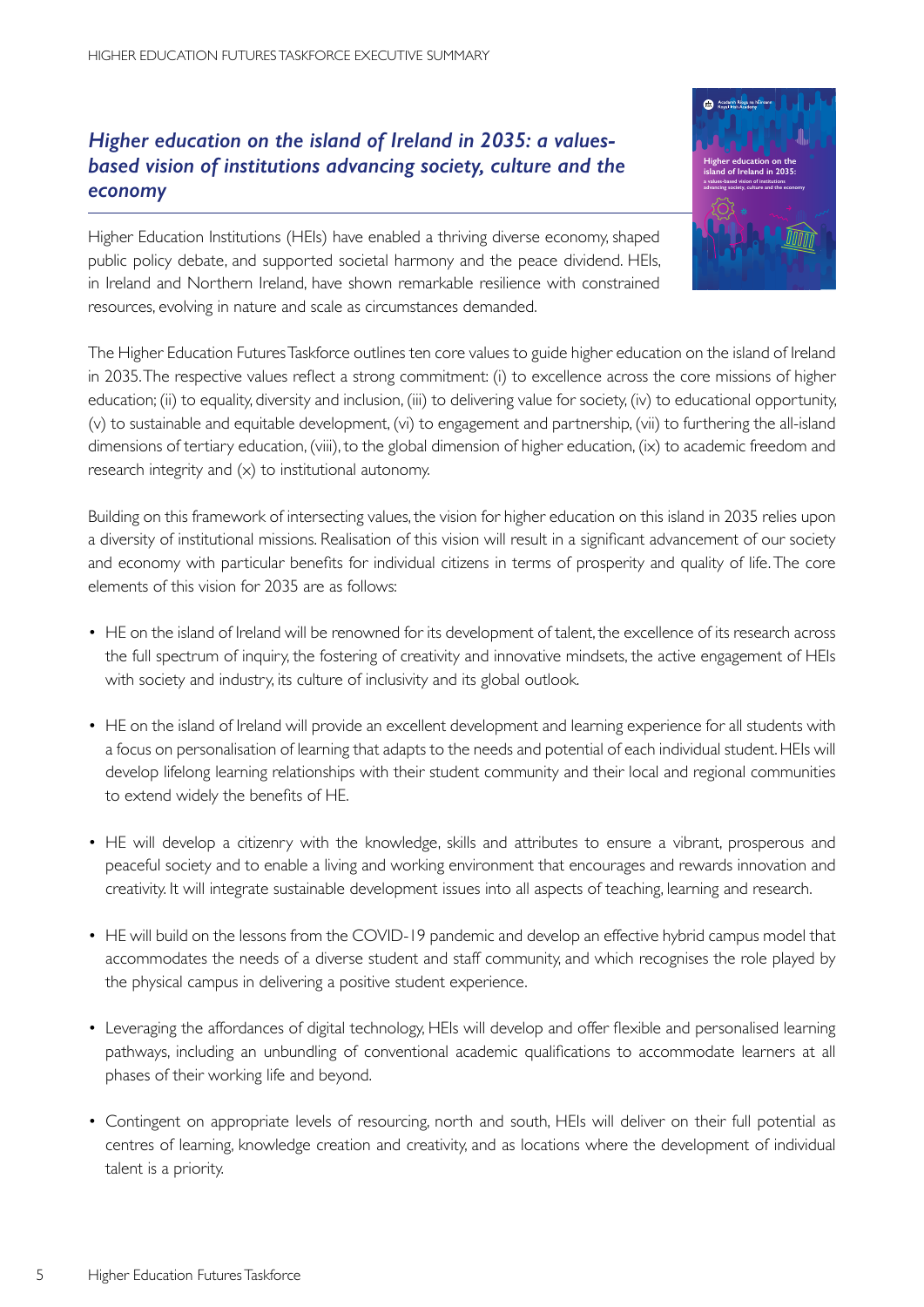## *Higher education on the island of Ireland in 2035: a values-based vision of institutions advancing society, culture and the economy*

Higher Education Institutions (HEIs) have enabled a thriving diverse economy, shaped public policy debate, and supported societal harmony and the peace dividend. HEIs, in Ireland and Northern Ireland, have shown remarkable resilience with constrained resources, evolving in nature and scale as circumstances demanded.

The Higher Education Futures Taskforce outlines ten core values to guide higher education on the island of Ireland in 2035. The respective values reflect a strong commitment: (i) to excellence across the core missions of higher education; (ii) to equality, diversity and inclusion, (iii) to delivering value for society, (iv) to educational opportunity, (v) to sustainable and equitable development, (vi) to engagement and partnership, (vii) to furthering the all-island dimensions of tertiary education, (viii), to the global dimension of higher education, (ix) to academic freedom and research integrity and (x) to institutional autonomy.

Building on this framework of intersecting values, the vision for higher education on this island in 2035 relies upon a diversity of institutional missions. Realisation of this vision will result in a significant advancement of our society and economy with particular benefits for individual citizens in terms of prosperity and quality of life. The core elements of this vision for 2035 are as follows:

- HE on the island of Ireland will be renowned for its development of talent, the excellence of its research across the full spectrum of inquiry, the fostering of creativity and innovative mindsets, the active engagement of HEIs with society and industry, its culture of inclusivity and its global outlook.
- HE on the island of Ireland will provide an excellent development and learning experience for all students with a focus on personalisation of learning that adapts to the needs and potential of each individual student. HEIs will develop lifelong learning relationships with their student community and their local and regional communities to extend widely the benefits of HE.
- HE will develop a citizenry with the knowledge, skills and attributes to ensure a vibrant, prosperous and peaceful society and to enable a living and working environment that encourages and rewards innovation and creativity. It will integrate sustainable development issues into all aspects of teaching, learning and research.
- HE will build on the lessons from the COVID-19 pandemic and develop an effective hybrid campus model that accommodates the needs of a diverse student and staff community, and which recognises the role played by the physical campus in delivering a positive student experience.
- Leveraging the affordances of digital technology, HEIs will develop and offer flexible and personalised learning pathways, including an unbundling of conventional academic qualifications to accommodate learners at all phases of their working life and beyond.
- Contingent on appropriate levels of resourcing, north and south, HEIs will deliver on their full potential as centres of learning, knowledge creation and creativity, and as locations where the development of individual talent is a priority.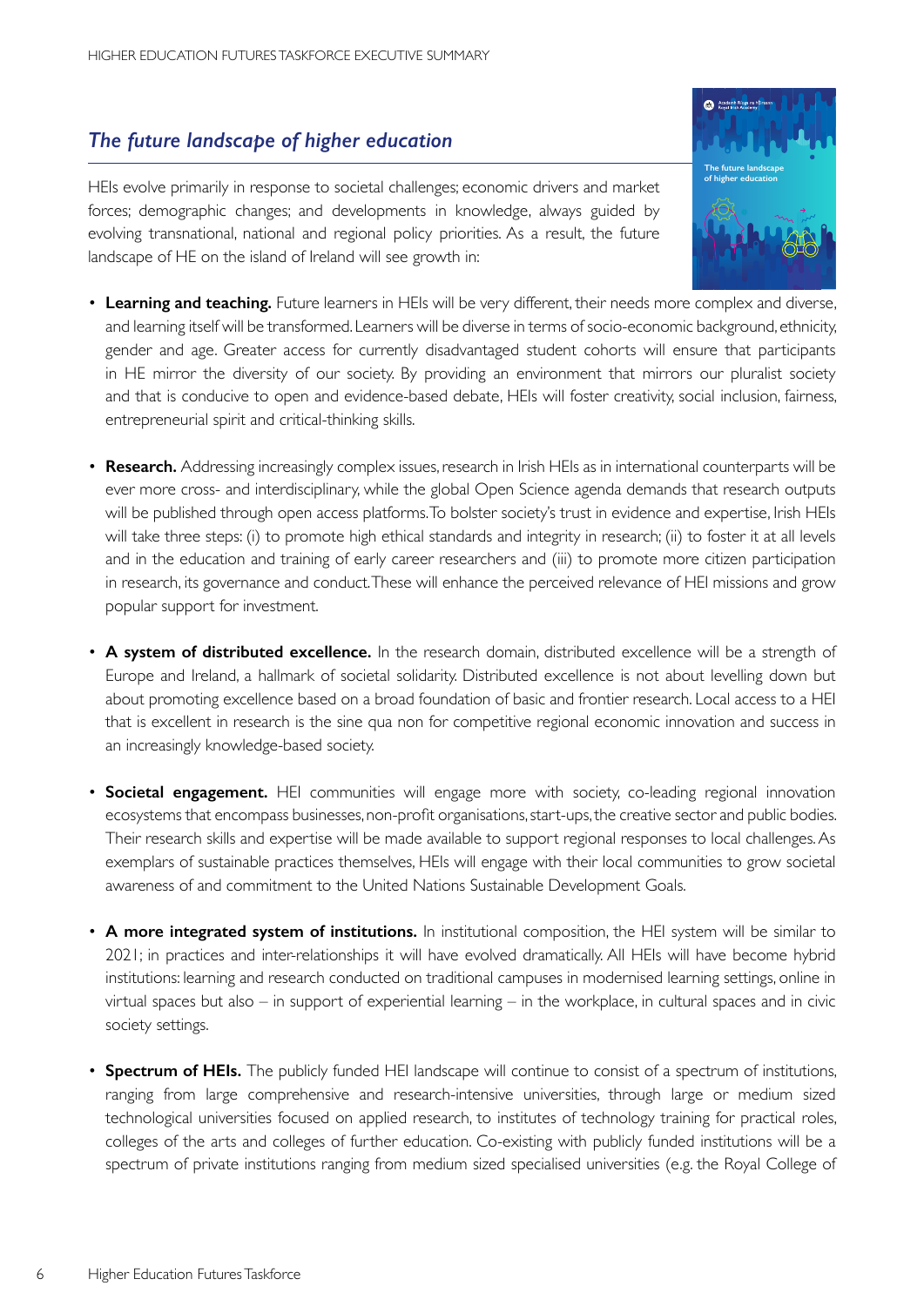## *The future landscape of higher education*

HEIs evolve primarily in response to societal challenges; economic drivers and market forces; demographic changes; and developments in knowledge, always guided by evolving transnational, national and regional policy priorities. As a result, the future landscape of HE on the island of Ireland will see growth in:

- **Learning and teaching.** Future learners in HEIs will be very different, their needs more complex and diverse, and learning itself will be transformed. Learners will be diverse in terms of socio-economic background, ethnicity, gender and age. Greater access for currently disadvantaged student cohorts will ensure that participants in HE mirror the diversity of our society. By providing an environment that mirrors our pluralist society and that is conducive to open and evidence-based debate, HEIs will foster creativity, social inclusion, fairness, entrepreneurial spirit and critical-thinking skills.

- **Research.** Addressing increasingly complex issues, research in Irish HEIs as in international counterparts will be ever more cross- and interdisciplinary, while the global Open Science agenda demands that research outputs will be published through open access platforms. To bolster society's trust in evidence and expertise, Irish HEIs will take three steps: (i) to promote high ethical standards and integrity in research; (ii) to foster it at all levels and in the education and training of early career researchers and (iii) to promote more citizen participation in research, its governance and conduct. These will enhance the perceived relevance of HEI missions and grow popular support for investment.

- **A system of distributed excellence.** In the research domain, distributed excellence will be a strength of Europe and Ireland, a hallmark of societal solidarity. Distributed excellence is not about levelling down but about promoting excellence based on a broad foundation of basic and frontier research. Local access to a HEI that is excellent in research is the sine qua non for competitive regional economic innovation and success in an increasingly knowledge-based society.

- **Societal engagement.** HEI communities will engage more with society, co-leading regional innovation ecosystems that encompass businesses, non-profit organisations, start-ups, the creative sector and public bodies. Their research skills and expertise will be made available to support regional responses to local challenges. As exemplars of sustainable practices themselves, HEIs will engage with their local communities to grow societal awareness of and commitment to the United Nations Sustainable Development Goals.

- **A more integrated system of institutions.** In institutional composition, the HEI system will be similar to 2021; in practices and inter-relationships it will have evolved dramatically. All HEIs will have become hybrid institutions: learning and research conducted on traditional campuses in modernised learning settings, online in virtual spaces but also – in support of experiential learning – in the workplace, in cultural spaces and in civic society settings.

- **Spectrum of HEIs.** The publicly funded HEI landscape will continue to consist of a spectrum of institutions, ranging from large comprehensive and research-intensive universities, through large or medium sized technological universities focused on applied research, to institutes of technology training for practical roles, colleges of the arts and colleges of further education. Co-existing with publicly funded institutions will be a spectrum of private institutions ranging from medium sized specialised universities (e.g. the Royal College of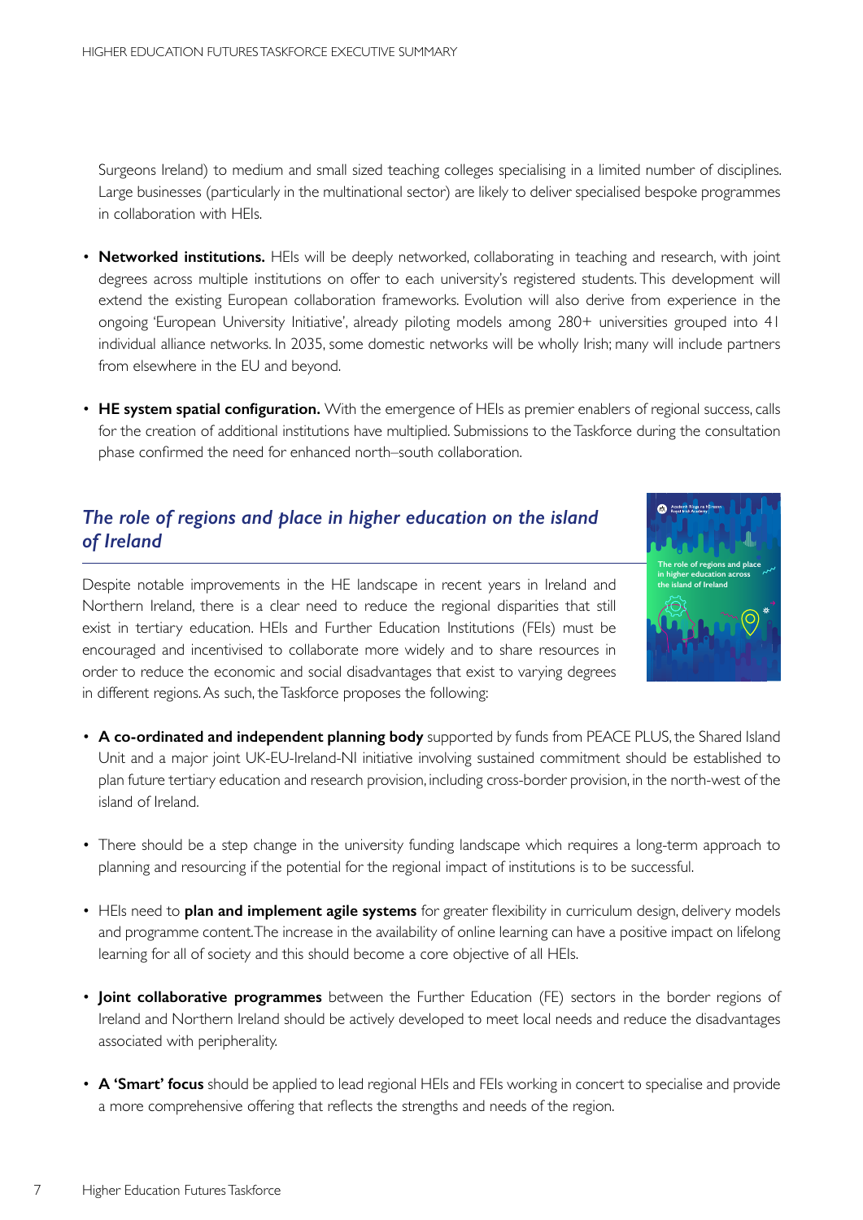Surgeons Ireland) to medium and small sized teaching colleges specialising in a limited number of disciplines. Large businesses (particularly in the multinational sector) are likely to deliver specialised bespoke programmes in collaboration with HEIs.

- **Networked institutions.** HEIs will be deeply networked, collaborating in teaching and research, with joint degrees across multiple institutions on offer to each university's registered students. This development will extend the existing European collaboration frameworks. Evolution will also derive from experience in the ongoing 'European University Initiative', already piloting models among 280+ universities grouped into 41 individual alliance networks. In 2035, some domestic networks will be wholly Irish; many will include partners from elsewhere in the EU and beyond.

- **HE system spatial configuration.** With the emergence of HEIs as premier enablers of regional success, calls for the creation of additional institutions have multiplied. Submissions to the Taskforce during the consultation phase confirmed the need for enhanced north–south collaboration.

## *The role of regions and place in higher education on the island of Ireland*

Despite notable improvements in the HE landscape in recent years in Ireland and Northern Ireland, there is a clear need to reduce the regional disparities that still exist in tertiary education. HEIs and Further Education Institutions (FEIs) must be encouraged and incentivised to collaborate more widely and to share resources in order to reduce the economic and social disadvantages that exist to varying degrees in different regions. As such, the Taskforce proposes the following:

- **A co-ordinated and independent planning body** supported by funds from PEACE PLUS, the Shared Island Unit and a major joint UK-EU-Ireland-NI initiative involving sustained commitment should be established to plan future tertiary education and research provision, including cross-border provision, in the north-west of the island of Ireland.

- There should be a step change in the university funding landscape which requires a long-term approach to planning and resourcing if the potential for the regional impact of institutions is to be successful.

- HEIs need to **plan and implement agile systems** for greater flexibility in curriculum design, delivery models and programme content. The increase in the availability of online learning can have a positive impact on lifelong learning for all of society and this should become a core objective of all HEIs.

- **Joint collaborative programmes** between the Further Education (FE) sectors in the border regions of Ireland and Northern Ireland should be actively developed to meet local needs and reduce the disadvantages associated with peripherality.

- **A 'Smart' focus** should be applied to lead regional HEIs and FEIs working in concert to specialise and provide a more comprehensive offering that reflects the strengths and needs of the region.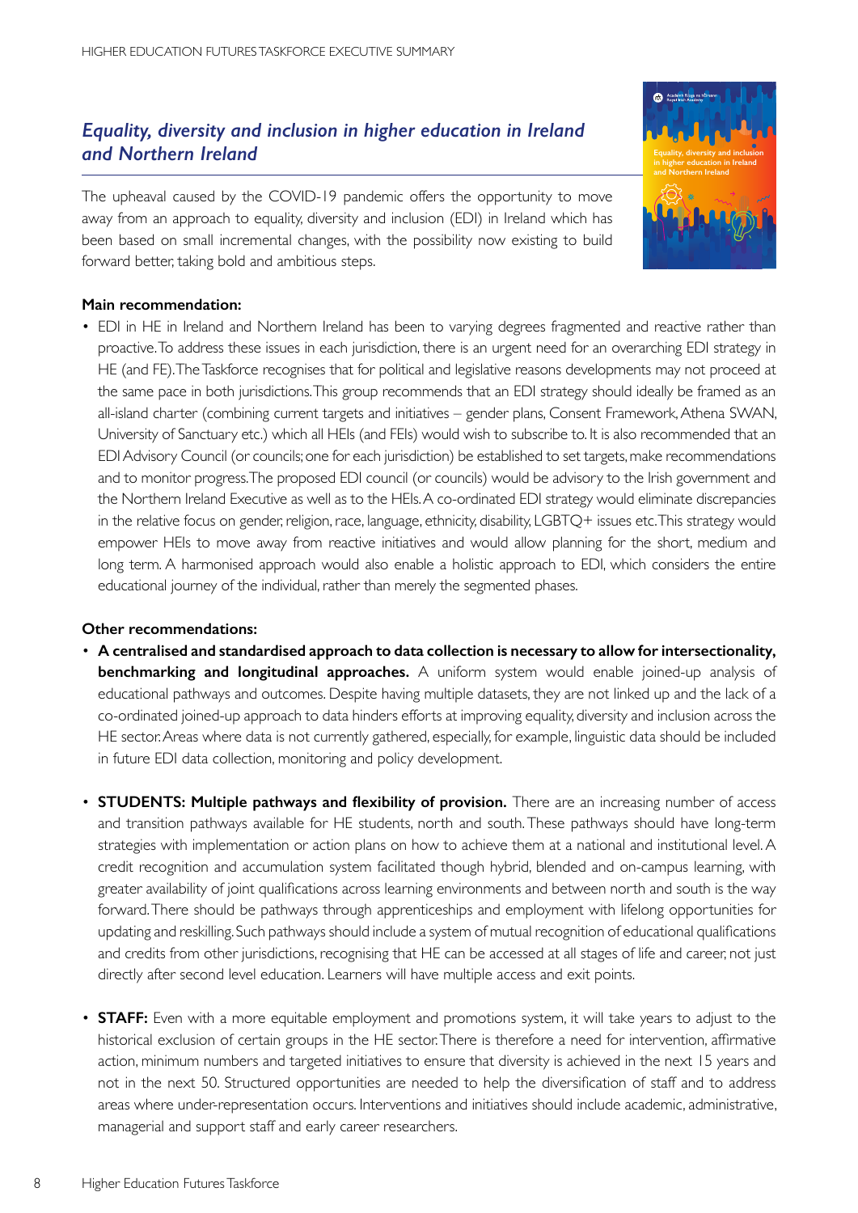## *Equality, diversity and inclusion in higher education in Ireland and Northern Ireland*

The upheaval caused by the COVID-19 pandemic offers the opportunity to move away from an approach to equality, diversity and inclusion (EDI) in Ireland which has been based on small incremental changes, with the possibility now existing to build forward better, taking bold and ambitious steps.

**Main recommendation:**

- EDI in HE in Ireland and Northern Ireland has been to varying degrees fragmented and reactive rather than proactive. To address these issues in each jurisdiction, there is an urgent need for an overarching EDI strategy in HE (and FE). The Taskforce recognises that for political and legislative reasons developments may not proceed at the same pace in both jurisdictions. This group recommends that an EDI strategy should ideally be framed as an all-island charter (combining current targets and initiatives – gender plans, Consent Framework, Athena SWAN, University of Sanctuary etc.) which all HEIs (and FEIs) would wish to subscribe to. It is also recommended that an EDI Advisory Council (or councils; one for each jurisdiction) be established to set targets, make recommendations and to monitor progress. The proposed EDI council (or councils) would be advisory to the Irish government and the Northern Ireland Executive as well as to the HEIs. A co-ordinated EDI strategy would eliminate discrepancies in the relative focus on gender, religion, race, language, ethnicity, disability, LGBTQ+ issues etc. This strategy would empower HEIs to move away from reactive initiatives and would allow planning for the short, medium and long term. A harmonised approach would also enable a holistic approach to EDI, which considers the entire educational journey of the individual, rather than merely the segmented phases.

**Other recommendations:**

- **A centralised and standardised approach to data collection is necessary to allow for intersectionality, benchmarking and longitudinal approaches.** A uniform system would enable joined-up analysis of educational pathways and outcomes. Despite having multiple datasets, they are not linked up and the lack of a co-ordinated joined-up approach to data hinders efforts at improving equality, diversity and inclusion across the HE sector. Areas where data is not currently gathered, especially, for example, linguistic data should be included in future EDI data collection, monitoring and policy development.

- **STUDENTS: Multiple pathways and flexibility of provision.** There are an increasing number of access and transition pathways available for HE students, north and south. These pathways should have long-term strategies with implementation or action plans on how to achieve them at a national and institutional level. A credit recognition and accumulation system facilitated though hybrid, blended and on-campus learning, with greater availability of joint qualifications across learning environments and between north and south is the way forward. There should be pathways through apprenticeships and employment with lifelong opportunities for updating and reskilling. Such pathways should include a system of mutual recognition of educational qualifications and credits from other jurisdictions, recognising that HE can be accessed at all stages of life and career, not just directly after second level education. Learners will have multiple access and exit points.

- **STAFF:** Even with a more equitable employment and promotions system, it will take years to adjust to the historical exclusion of certain groups in the HE sector. There is therefore a need for intervention, affirmative action, minimum numbers and targeted initiatives to ensure that diversity is achieved in the next 15 years and not in the next 50. Structured opportunities are needed to help the diversification of staff and to address areas where under-representation occurs. Interventions and initiatives should include academic, administrative, managerial and support staff and early career researchers.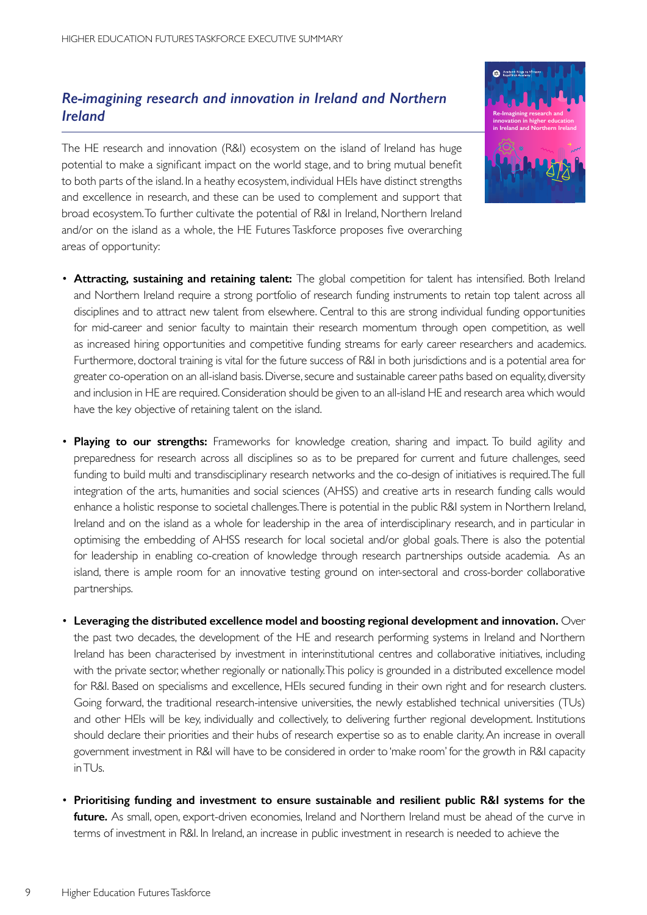## *Re-imagining research and innovation in Ireland and Northern Ireland*

The HE research and innovation (R&I) ecosystem on the island of Ireland has huge potential to make a significant impact on the world stage, and to bring mutual benefit to both parts of the island. In a heathy ecosystem, individual HEIs have distinct strengths and excellence in research, and these can be used to complement and support that broad ecosystem. To further cultivate the potential of R&I in Ireland, Northern Ireland and/or on the island as a whole, the HE Futures Taskforce proposes five overarching areas of opportunity:

- **Attracting, sustaining and retaining talent:** The global competition for talent has intensified. Both Ireland and Northern Ireland require a strong portfolio of research funding instruments to retain top talent across all disciplines and to attract new talent from elsewhere. Central to this are strong individual funding opportunities for mid-career and senior faculty to maintain their research momentum through open competition, as well as increased hiring opportunities and competitive funding streams for early career researchers and academics. Furthermore, doctoral training is vital for the future success of R&I in both jurisdictions and is a potential area for greater co-operation on an all-island basis. Diverse, secure and sustainable career paths based on equality, diversity and inclusion in HE are required. Consideration should be given to an all-island HE and research area which would have the key objective of retaining talent on the island.

- **Playing to our strengths:** Frameworks for knowledge creation, sharing and impact. To build agility and preparedness for research across all disciplines so as to be prepared for current and future challenges, seed funding to build multi and transdisciplinary research networks and the co-design of initiatives is required. The full integration of the arts, humanities and social sciences (AHSS) and creative arts in research funding calls would enhance a holistic response to societal challenges. There is potential in the public R&I system in Northern Ireland, Ireland and on the island as a whole for leadership in the area of interdisciplinary research, and in particular in optimising the embedding of AHSS research for local societal and/or global goals. There is also the potential for leadership in enabling co-creation of knowledge through research partnerships outside academia. As an island, there is ample room for an innovative testing ground on inter-sectoral and cross-border collaborative partnerships.

- **Leveraging the distributed excellence model and boosting regional development and innovation.** Over the past two decades, the development of the HE and research performing systems in Ireland and Northern Ireland has been characterised by investment in interinstitutional centres and collaborative initiatives, including with the private sector, whether regionally or nationally. This policy is grounded in a distributed excellence model for R&I. Based on specialisms and excellence, HEIs secured funding in their own right and for research clusters. Going forward, the traditional research-intensive universities, the newly established technical universities (TUs) and other HEIs will be key, individually and collectively, to delivering further regional development. Institutions should declare their priorities and their hubs of research expertise so as to enable clarity. An increase in overall government investment in R&I will have to be considered in order to 'make room' for the growth in R&I capacity in TUs.

- **Prioritising funding and investment to ensure sustainable and resilient public R&I systems for the future.** As small, open, export-driven economies, Ireland and Northern Ireland must be ahead of the curve in terms of investment in R&I. In Ireland, an increase in public investment in research is needed to achieve the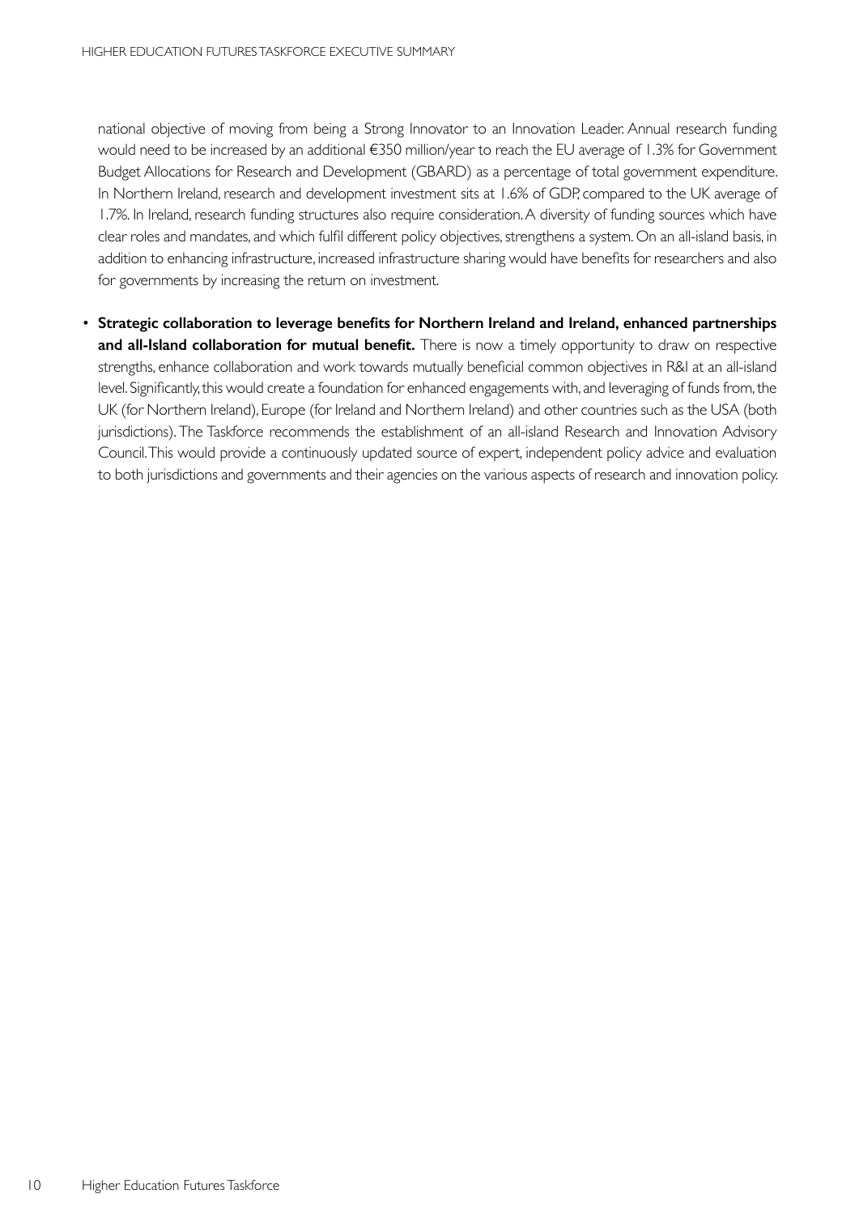national objective of moving from being a Strong Innovator to an Innovation Leader. Annual research funding would need to be increased by an additional €350 million/year to reach the EU average of 1.3% for Government Budget Allocations for Research and Development (GBARD) as a percentage of total government expenditure. In Northern Ireland, research and development investment sits at 1.6% of GDP, compared to the UK average of 1.7%. In Ireland, research funding structures also require consideration. A diversity of funding sources which have clear roles and mandates, and which fulfil different policy objectives, strengthens a system. On an all-island basis, in addition to enhancing infrastructure, increased infrastructure sharing would have benefits for researchers and also for governments by increasing the return on investment.

- **Strategic collaboration to leverage benefits for Northern Ireland and Ireland, enhanced partnerships and all-Island collaboration for mutual benefit.** There is now a timely opportunity to draw on respective strengths, enhance collaboration and work towards mutually beneficial common objectives in R&I at an all-island level. Significantly, this would create a foundation for enhanced engagements with, and leveraging of funds from, the UK (for Northern Ireland), Europe (for Ireland and Northern Ireland) and other countries such as the USA (both jurisdictions). The Taskforce recommends the establishment of an all-island Research and Innovation Advisory Council. This would provide a continuously updated source of expert, independent policy advice and evaluation to both jurisdictions and governments and their agencies on the various aspects of research and innovation policy.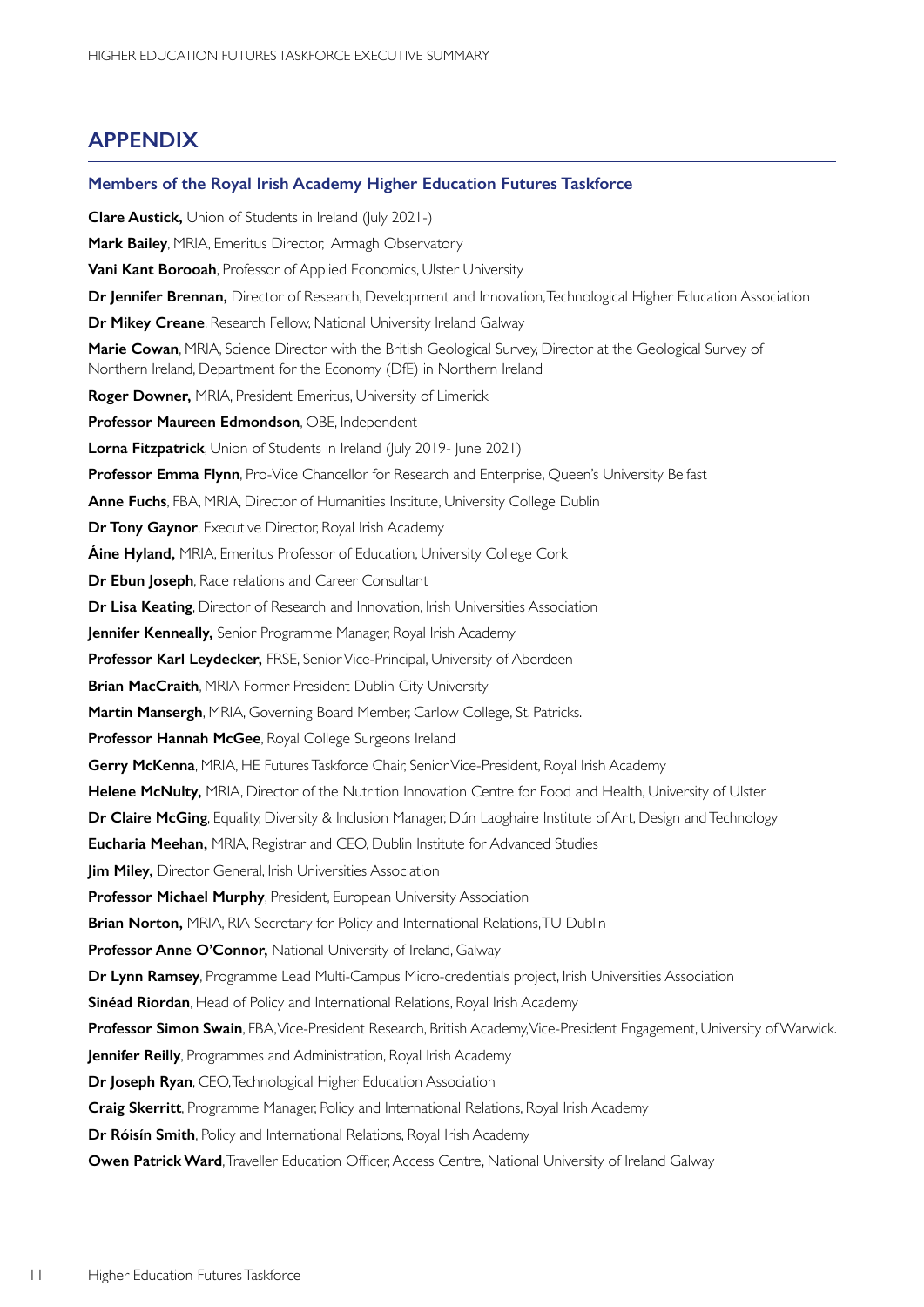## APPENDIX

### Members of the Royal Irish Academy Higher Education Futures Taskforce

**Clare Austick,** Union of Students in Ireland (July 2021-)

**Mark Bailey**, MRIA, Emeritus Director, Armagh Observatory

**Vani Kant Borooah**, Professor of Applied Economics, Ulster University

**Dr Jennifer Brennan,** Director of Research, Development and Innovation, Technological Higher Education Association

**Dr Mikey Creane**, Research Fellow, National University Ireland Galway

**Marie Cowan**, MRIA, Science Director with the British Geological Survey, Director at the Geological Survey of Northern Ireland, Department for the Economy (DfE) in Northern Ireland

**Roger Downer,** MRIA, President Emeritus, University of Limerick

**Professor Maureen Edmondson**, OBE, Independent

**Lorna Fitzpatrick**, Union of Students in Ireland (July 2019- June 2021)

**Professor Emma Flynn**, Pro-Vice Chancellor for Research and Enterprise, Queen's University Belfast

**Anne Fuchs**, FBA, MRIA, Director of Humanities Institute, University College Dublin

**Dr Tony Gaynor**, Executive Director, Royal Irish Academy

**Áine Hyland,** MRIA, Emeritus Professor of Education, University College Cork

**Dr Ebun Joseph**, Race relations and Career Consultant

**Dr Lisa Keating**, Director of Research and Innovation, Irish Universities Association

**Jennifer Kenneally,** Senior Programme Manager, Royal Irish Academy

**Professor Karl Leydecker,** FRSE, Senior Vice-Principal, University of Aberdeen

**Brian MacCraith**, MRIA Former President Dublin City University

**Martin Mansergh**, MRIA, Governing Board Member, Carlow College, St. Patricks.

**Professor Hannah McGee**, Royal College Surgeons Ireland

**Gerry McKenna**, MRIA, HE Futures Taskforce Chair, Senior Vice-President, Royal Irish Academy

**Helene McNulty,** MRIA, Director of the Nutrition Innovation Centre for Food and Health, University of Ulster

**Dr Claire McGing**, Equality, Diversity & Inclusion Manager, Dún Laoghaire Institute of Art, Design and Technology

**Eucharia Meehan,** MRIA, Registrar and CEO, Dublin Institute for Advanced Studies

**Jim Miley,** Director General, Irish Universities Association

**Professor Michael Murphy**, President, European University Association

**Brian Norton,** MRIA, RIA Secretary for Policy and International Relations, TU Dublin

**Professor Anne O'Connor,** National University of Ireland, Galway

**Dr Lynn Ramsey**, Programme Lead Multi-Campus Micro-credentials project, Irish Universities Association

**Sinéad Riordan**, Head of Policy and International Relations, Royal Irish Academy

**Professor Simon Swain**, FBA, Vice-President Research, British Academy, Vice-President Engagement, University of Warwick.

**Jennifer Reilly**, Programmes and Administration, Royal Irish Academy

**Dr Joseph Ryan**, CEO, Technological Higher Education Association

**Craig Skerritt**, Programme Manager, Policy and International Relations, Royal Irish Academy

**Dr Róisín Smith**, Policy and International Relations, Royal Irish Academy

**Owen Patrick Ward**, Traveller Education Officer, Access Centre, National University of Ireland Galway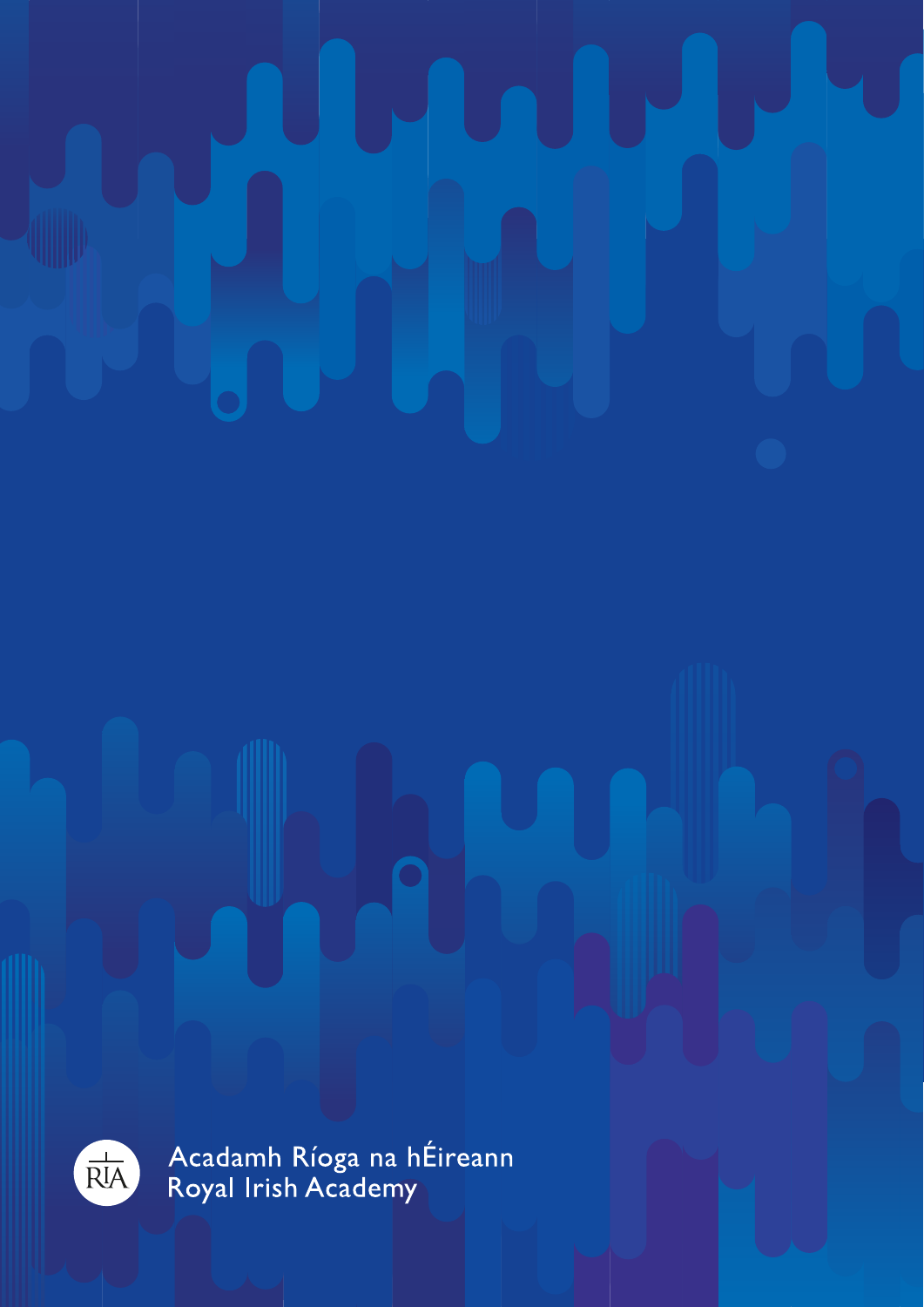Acadamh Ríoga na hÉireann
Royal Irish Academy